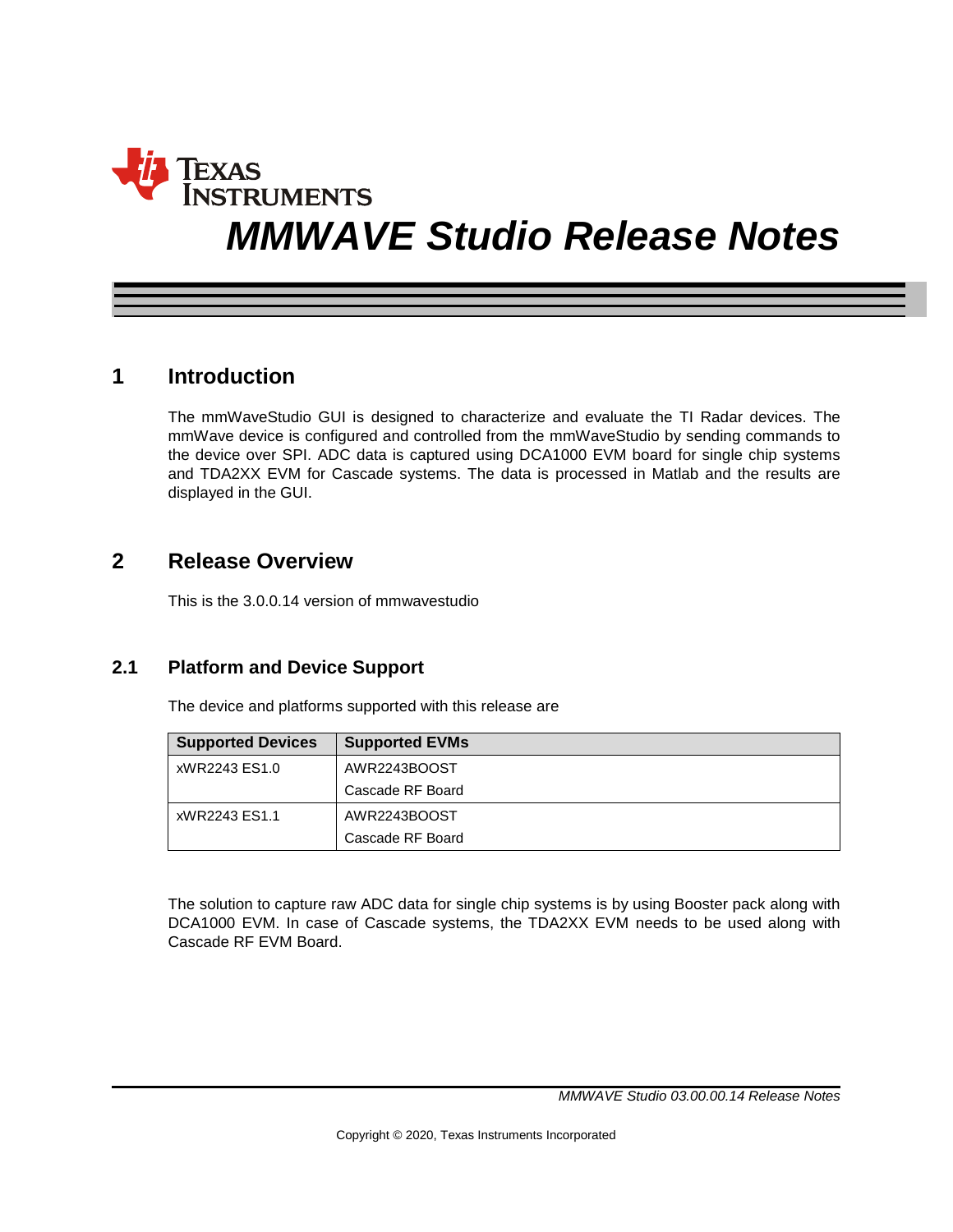Texas Instruments

# MMWAVE Studio Release Notes

## 1 Introduction

The mmWaveStudio GUI is designed to characterize and evaluate the TI Radar devices. The mmWave device is configured and controlled from the mmWaveStudio by sending commands to the device over SPI. ADC data is captured using DCA1000 EVM board for single chip systems and TDA2XX EVM for Cascade systems. The data is processed in Matlab and the results are displayed in the GUI.

## 2 Release Overview

This is the 3.0.0.14 version of mmwavestudio

### 2.1 Platform and Device Support

The device and platforms supported with this release are

| Supported Devices | Supported EVMs |
|---|---|
| xWR2243 ES1.0 | AWR2243BOOST<br>Cascade RF Board |
| xWR2243 ES1.1 | AWR2243BOOST<br>Cascade RF Board |

The solution to capture raw ADC data for single chip systems is by using Booster pack along with DCA1000 EVM. In case of Cascade systems, the TDA2XX EVM needs to be used along with Cascade RF EVM Board.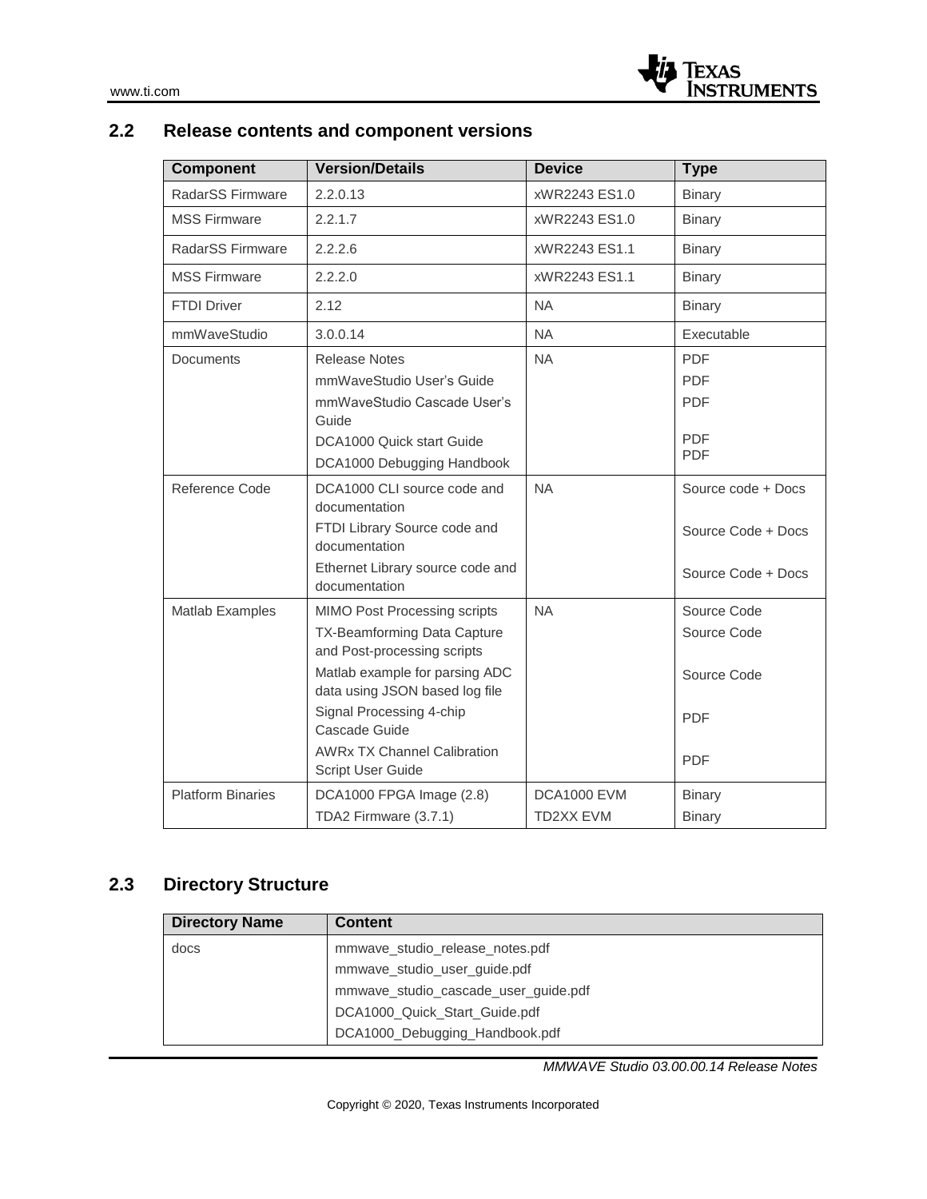## 2.2 Release contents and component versions

| Component | Version/Details | Device | Type |
|---|---|---|---|
| RadarSS Firmware | 2.2.0.13 | xWR2243 ES1.0 | Binary |
| MSS Firmware | 2.2.1.7 | xWR2243 ES1.0 | Binary |
| RadarSS Firmware | 2.2.2.6 | xWR2243 ES1.1 | Binary |
| MSS Firmware | 2.2.2.0 | xWR2243 ES1.1 | Binary |
| FTDI Driver | 2.12 | NA | Binary |
| mmWaveStudio | 3.0.0.14 | NA | Executable |
| Documents | Release Notes<br>mmWaveStudio User's Guide<br>mmWaveStudio Cascade User's Guide<br>DCA1000 Quick start Guide<br>DCA1000 Debugging Handbook | NA | PDF<br>PDF<br>PDF<br>PDF<br>PDF |
| Reference Code | DCA1000 CLI source code and documentation<br>FTDI Library Source code and documentation<br>Ethernet Library source code and documentation | NA | Source code + Docs<br>Source Code + Docs<br>Source Code + Docs |
| Matlab Examples | MIMO Post Processing scripts<br>TX-Beamforming Data Capture and Post-processing scripts<br>Matlab example for parsing ADC data using JSON based log file<br>Signal Processing 4-chip Cascade Guide<br>AWRx TX Channel Calibration Script User Guide | NA | Source Code<br>Source Code<br>Source Code<br>PDF<br>PDF |
| Platform Binaries | DCA1000 FPGA Image (2.8)<br>TDA2 Firmware (3.7.1) | DCA1000 EVM<br>TD2XX EVM | Binary<br>Binary |

## 2.3 Directory Structure

| Directory Name | Content |
|---|---|
| docs | mmwave_studio_release_notes.pdf<br>mmwave_studio_user_guide.pdf<br>mmwave_studio_cascade_user_guide.pdf<br>DCA1000_Quick_Start_Guide.pdf<br>DCA1000_Debugging_Handbook.pdf |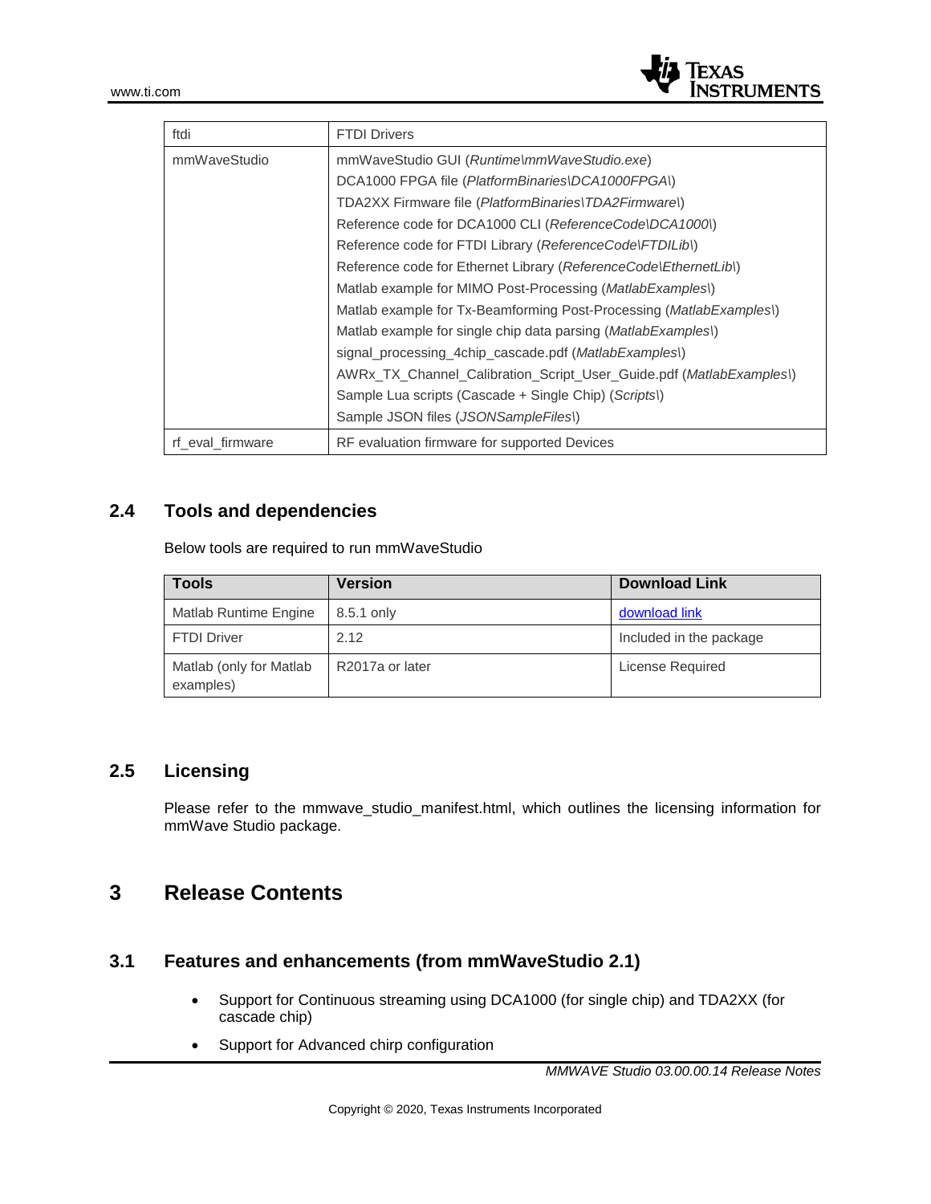| ftdi | FTDI Drivers |
|---|---|
| mmWaveStudio | mmWaveStudio GUI (*Runtime\mmWaveStudio.exe*)<br>DCA1000 FPGA file (*PlatformBinaries\DCA1000FPGA\*)<br>TDA2XX Firmware file (*PlatformBinaries\TDA2Firmware\*)<br>Reference code for DCA1000 CLI (*ReferenceCode\DCA1000\*)<br>Reference code for FTDI Library (*ReferenceCode\FTDILib\*)<br>Reference code for Ethernet Library (*ReferenceCode\EthernetLib\*)<br>Matlab example for MIMO Post-Processing (*MatlabExamples\*)<br>Matlab example for Tx-Beamforming Post-Processing (*MatlabExamples\*)<br>Matlab example for single chip data parsing (*MatlabExamples\*)<br>signal_processing_4chip_cascade.pdf (*MatlabExamples\*)<br>AWRx_TX_Channel_Calibration_Script_User_Guide.pdf (*MatlabExamples\*)<br>Sample Lua scripts (Cascade + Single Chip) (*Scripts\*)<br>Sample JSON files (*JSONSampleFiles\*) |
| rf_eval_firmware | RF evaluation firmware for supported Devices |

## 2.4 Tools and dependencies

Below tools are required to run mmWaveStudio

| Tools | Version | Download Link |
|---|---|---|
| Matlab Runtime Engine | 8.5.1 only | download link |
| FTDI Driver | 2.12 | Included in the package |
| Matlab (only for Matlab examples) | R2017a or later | License Required |

## 2.5 Licensing

Please refer to the mmwave_studio_manifest.html, which outlines the licensing information for mmWave Studio package.

# 3 Release Contents

## 3.1 Features and enhancements (from mmWaveStudio 2.1)

- Support for Continuous streaming using DCA1000 (for single chip) and TDA2XX (for cascade chip)
- Support for Advanced chirp configuration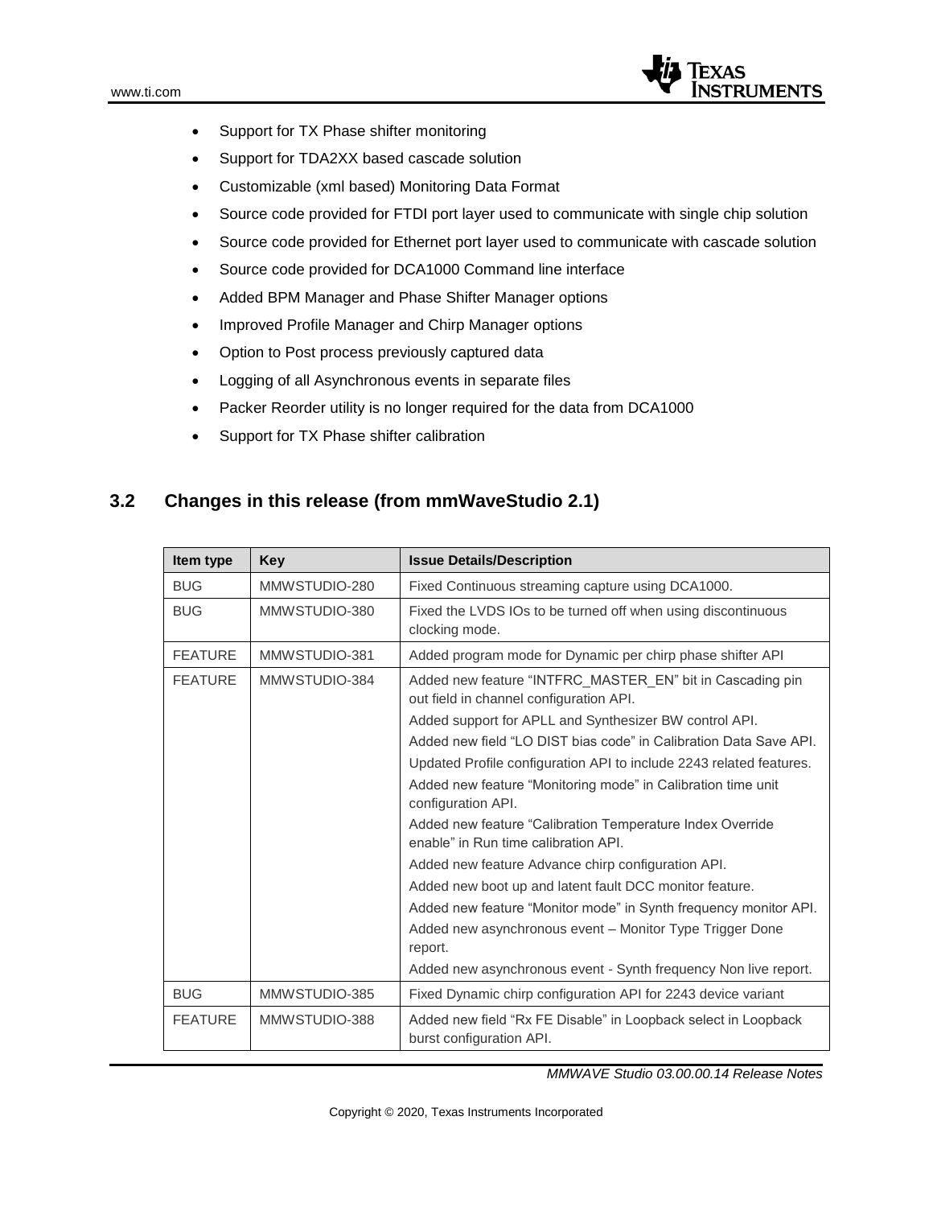- Support for TX Phase shifter monitoring
- Support for TDA2XX based cascade solution
- Customizable (xml based) Monitoring Data Format
- Source code provided for FTDI port layer used to communicate with single chip solution
- Source code provided for Ethernet port layer used to communicate with cascade solution
- Source code provided for DCA1000 Command line interface
- Added BPM Manager and Phase Shifter Manager options
- Improved Profile Manager and Chirp Manager options
- Option to Post process previously captured data
- Logging of all Asynchronous events in separate files
- Packer Reorder utility is no longer required for the data from DCA1000
- Support for TX Phase shifter calibration

## 3.2 Changes in this release (from mmWaveStudio 2.1)

| Item type | Key | Issue Details/Description |
|---|---|---|
| BUG | MMWSTUDIO-280 | Fixed Continuous streaming capture using DCA1000. |
| BUG | MMWSTUDIO-380 | Fixed the LVDS IOs to be turned off when using discontinuous clocking mode. |
| FEATURE | MMWSTUDIO-381 | Added program mode for Dynamic per chirp phase shifter API |
| FEATURE | MMWSTUDIO-384 | Added new feature “INTFRC_MASTER_EN” bit in Cascading pin out field in channel configuration API.<br>Added support for APLL and Synthesizer BW control API.<br>Added new field “LO DIST bias code” in Calibration Data Save API.<br>Updated Profile configuration API to include 2243 related features.<br>Added new feature “Monitoring mode” in Calibration time unit configuration API.<br>Added new feature “Calibration Temperature Index Override enable” in Run time calibration API.<br>Added new feature Advance chirp configuration API.<br>Added new boot up and latent fault DCC monitor feature.<br>Added new feature “Monitor mode” in Synth frequency monitor API.<br>Added new asynchronous event – Monitor Type Trigger Done report.<br>Added new asynchronous event - Synth frequency Non live report. |
| BUG | MMWSTUDIO-385 | Fixed Dynamic chirp configuration API for 2243 device variant |
| FEATURE | MMWSTUDIO-388 | Added new field “Rx FE Disable” in Loopback select in Loopback burst configuration API. |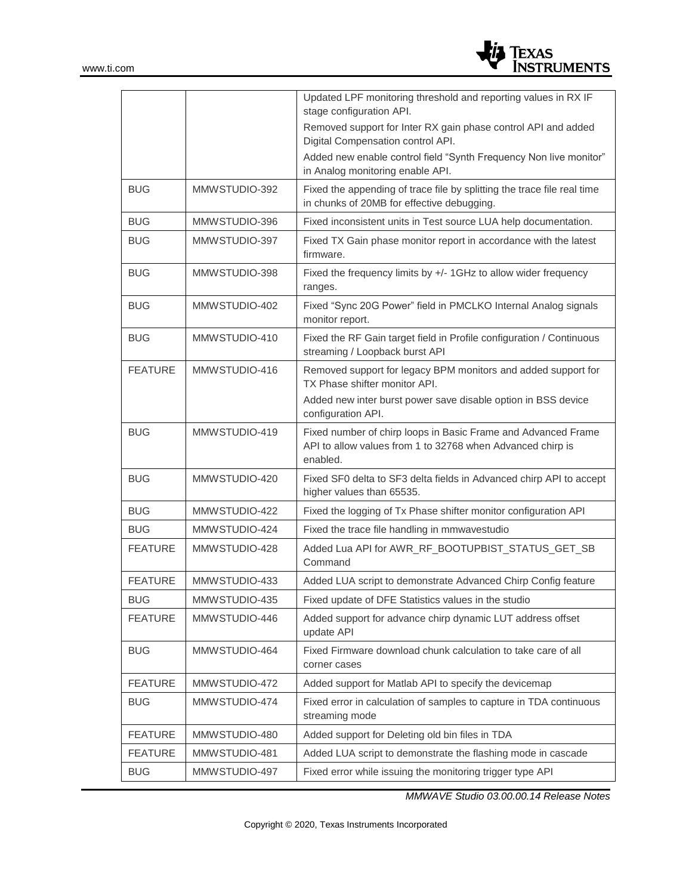| | | |
|---|---|---|
| | | Updated LPF monitoring threshold and reporting values in RX IF stage configuration API.<br>Removed support for Inter RX gain phase control API and added Digital Compensation control API.<br>Added new enable control field "Synth Frequency Non live monitor" in Analog monitoring enable API. |
| BUG | MMWSTUDIO-392 | Fixed the appending of trace file by splitting the trace file real time in chunks of 20MB for effective debugging. |
| BUG | MMWSTUDIO-396 | Fixed inconsistent units in Test source LUA help documentation. |
| BUG | MMWSTUDIO-397 | Fixed TX Gain phase monitor report in accordance with the latest firmware. |
| BUG | MMWSTUDIO-398 | Fixed the frequency limits by +/- 1GHz to allow wider frequency ranges. |
| BUG | MMWSTUDIO-402 | Fixed "Sync 20G Power" field in PMCLKO Internal Analog signals monitor report. |
| BUG | MMWSTUDIO-410 | Fixed the RF Gain target field in Profile configuration / Continuous streaming / Loopback burst API |
| FEATURE | MMWSTUDIO-416 | Removed support for legacy BPM monitors and added support for TX Phase shifter monitor API.<br>Added new inter burst power save disable option in BSS device configuration API. |
| BUG | MMWSTUDIO-419 | Fixed number of chirp loops in Basic Frame and Advanced Frame API to allow values from 1 to 32768 when Advanced chirp is enabled. |
| BUG | MMWSTUDIO-420 | Fixed SF0 delta to SF3 delta fields in Advanced chirp API to accept higher values than 65535. |
| BUG | MMWSTUDIO-422 | Fixed the logging of Tx Phase shifter monitor configuration API |
| BUG | MMWSTUDIO-424 | Fixed the trace file handling in mmwavestudio |
| FEATURE | MMWSTUDIO-428 | Added Lua API for AWR_RF_BOOTUPBIST_STATUS_GET_SB Command |
| FEATURE | MMWSTUDIO-433 | Added LUA script to demonstrate Advanced Chirp Config feature |
| BUG | MMWSTUDIO-435 | Fixed update of DFE Statistics values in the studio |
| FEATURE | MMWSTUDIO-446 | Added support for advance chirp dynamic LUT address offset update API |
| BUG | MMWSTUDIO-464 | Fixed Firmware download chunk calculation to take care of all corner cases |
| FEATURE | MMWSTUDIO-472 | Added support for Matlab API to specify the devicemap |
| BUG | MMWSTUDIO-474 | Fixed error in calculation of samples to capture in TDA continuous streaming mode |
| FEATURE | MMWSTUDIO-480 | Added support for Deleting old bin files in TDA |
| FEATURE | MMWSTUDIO-481 | Added LUA script to demonstrate the flashing mode in cascade |
| BUG | MMWSTUDIO-497 | Fixed error while issuing the monitoring trigger type API |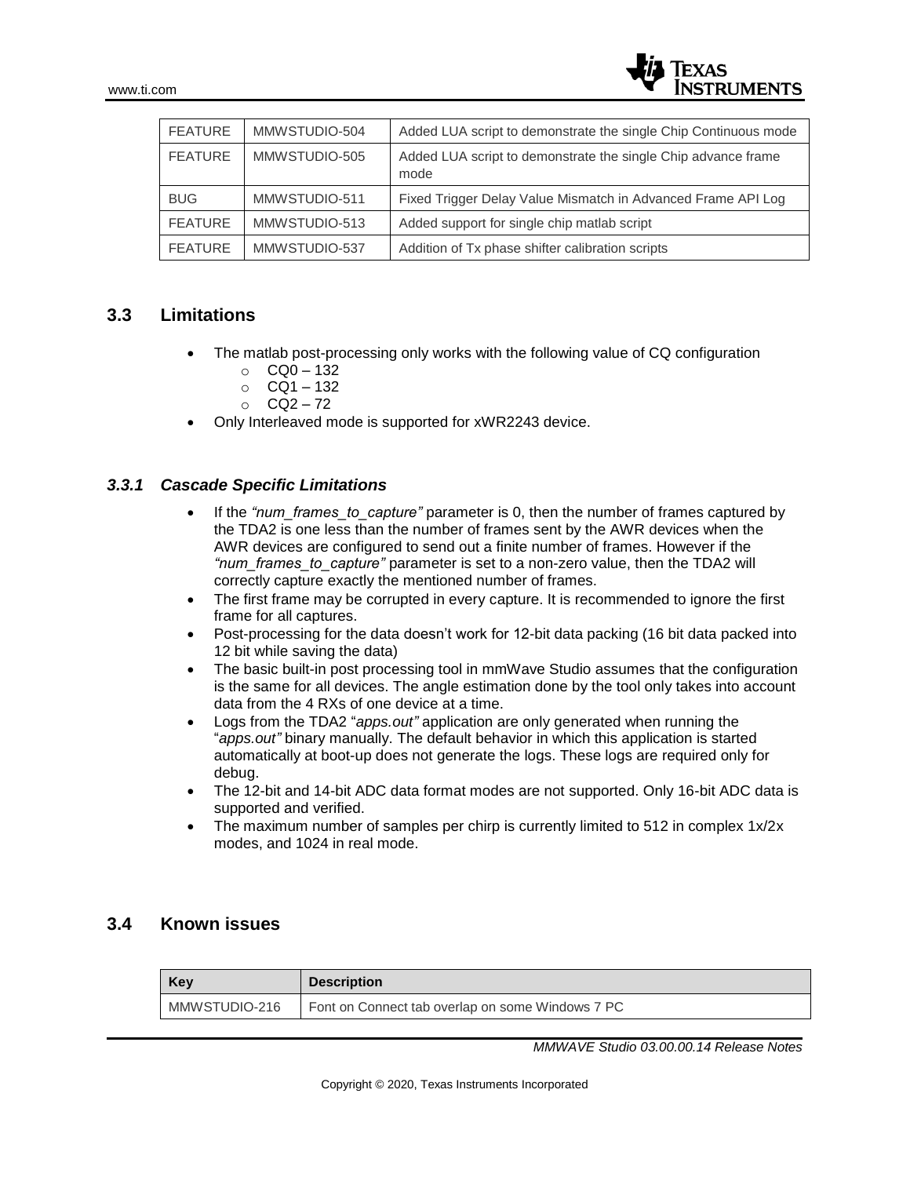| FEATURE | MMWSTUDIO-504 | Added LUA script to demonstrate the single Chip Continuous mode |
|---|---|---|
| FEATURE | MMWSTUDIO-505 | Added LUA script to demonstrate the single Chip advance frame mode |
| BUG | MMWSTUDIO-511 | Fixed Trigger Delay Value Mismatch in Advanced Frame API Log |
| FEATURE | MMWSTUDIO-513 | Added support for single chip matlab script |
| FEATURE | MMWSTUDIO-537 | Addition of Tx phase shifter calibration scripts |

## 3.3 Limitations

- The matlab post-processing only works with the following value of CQ configuration
  - CQ0 – 132
  - CQ1 – 132
  - CQ2 – 72
- Only Interleaved mode is supported for xWR2243 device.

### *3.3.1 Cascade Specific Limitations*

- If the *"num_frames_to_capture"* parameter is 0, then the number of frames captured by the TDA2 is one less than the number of frames sent by the AWR devices when the AWR devices are configured to send out a finite number of frames. However if the *"num_frames_to_capture"* parameter is set to a non-zero value, then the TDA2 will correctly capture exactly the mentioned number of frames.
- The first frame may be corrupted in every capture. It is recommended to ignore the first frame for all captures.
- Post-processing for the data doesn't work for 12-bit data packing (16 bit data packed into 12 bit while saving the data)
- The basic built-in post processing tool in mmWave Studio assumes that the configuration is the same for all devices. The angle estimation done by the tool only takes into account data from the 4 RXs of one device at a time.
- Logs from the TDA2 "*apps.out"* application are only generated when running the "*apps.out"* binary manually. The default behavior in which this application is started automatically at boot-up does not generate the logs. These logs are required only for debug.
- The 12-bit and 14-bit ADC data format modes are not supported. Only 16-bit ADC data is supported and verified.
- The maximum number of samples per chirp is currently limited to 512 in complex 1x/2x modes, and 1024 in real mode.

## 3.4 Known issues

| Key | Description |
|---|---|
| MMWSTUDIO-216 | Font on Connect tab overlap on some Windows 7 PC |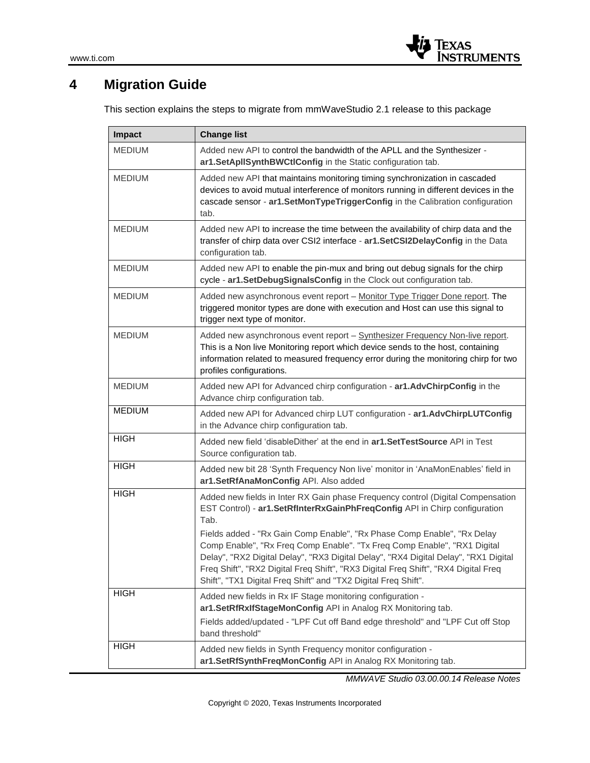# 4 Migration Guide

This section explains the steps to migrate from mmWaveStudio 2.1 release to this package

| Impact | Change list |
|---|---|
| MEDIUM | Added new API to control the bandwidth of the APLL and the Synthesizer - **ar1.SetApllSynthBWCtlConfig** in the Static configuration tab. |
| MEDIUM | Added new API that maintains monitoring timing synchronization in cascaded devices to avoid mutual interference of monitors running in different devices in the cascade sensor - **ar1.SetMonTypeTriggerConfig** in the Calibration configuration tab. |
| MEDIUM | Added new API to increase the time between the availability of chirp data and the transfer of chirp data over CSI2 interface - **ar1.SetCSI2DelayConfig** in the Data configuration tab. |
| MEDIUM | Added new API to enable the pin-mux and bring out debug signals for the chirp cycle - **ar1.SetDebugSignalsConfig** in the Clock out configuration tab. |
| MEDIUM | Added new asynchronous event report – Monitor Type Trigger Done report. The triggered monitor types are done with execution and Host can use this signal to trigger next type of monitor. |
| MEDIUM | Added new asynchronous event report – Synthesizer Frequency Non-live report. This is a Non live Monitoring report which device sends to the host, containing information related to measured frequency error during the monitoring chirp for two profiles configurations. |
| MEDIUM | Added new API for Advanced chirp configuration - **ar1.AdvChirpConfig** in the Advance chirp configuration tab. |
| MEDIUM | Added new API for Advanced chirp LUT configuration - **ar1.AdvChirpLUTConfig** in the Advance chirp configuration tab. |
| HIGH | Added new field 'disableDither' at the end in **ar1.SetTestSource** API in Test Source configuration tab. |
| HIGH | Added new bit 28 'Synth Frequency Non live' monitor in 'AnaMonEnables' field in **ar1.SetRfAnaMonConfig** API. Also added |
| HIGH | Added new fields in Inter RX Gain phase Frequency control (Digital Compensation EST Control) - **ar1.SetRfInterRxGainPhFreqConfig** API in Chirp configuration Tab.<br><br>Fields added - "Rx Gain Comp Enable", "Rx Phase Comp Enable", "Rx Delay Comp Enable", "Rx Freq Comp Enable". "Tx Freq Comp Enable", "RX1 Digital Delay", "RX2 Digital Delay", "RX3 Digital Delay", "RX4 Digital Delay", "RX1 Digital Freq Shift", "RX2 Digital Freq Shift", "RX3 Digital Freq Shift", "RX4 Digital Freq Shift", "TX1 Digital Freq Shift" and "TX2 Digital Freq Shift". |
| HIGH | Added new fields in Rx IF Stage monitoring configuration - **ar1.SetRfRxIfStageMonConfig** API in Analog RX Monitoring tab.<br><br>Fields added/updated - "LPF Cut off Band edge threshold" and "LPF Cut off Stop band threshold" |
| HIGH | Added new fields in Synth Frequency monitor configuration - **ar1.SetRfSynthFreqMonConfig** API in Analog RX Monitoring tab. |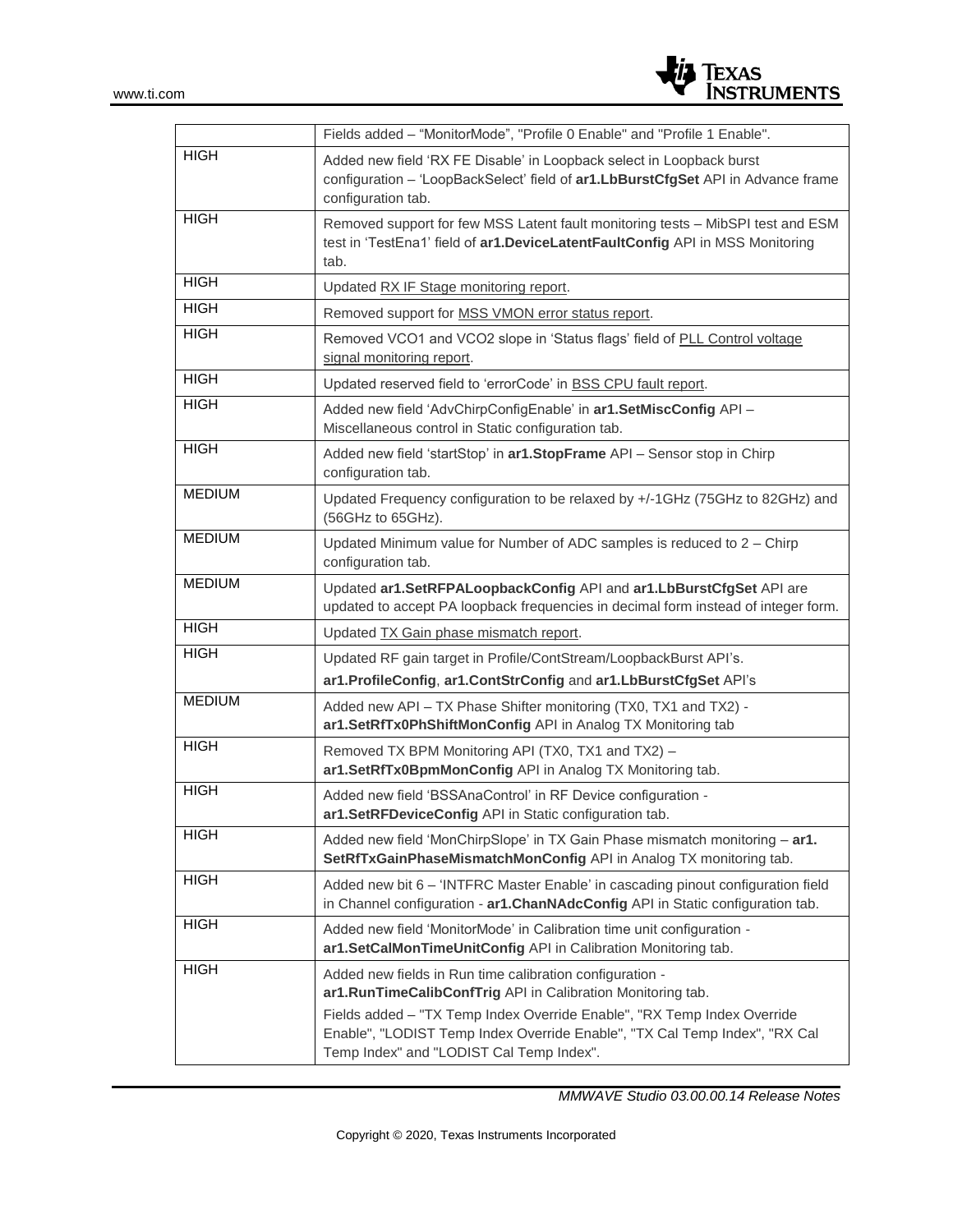| | |
|---|---|
| | Fields added – “MonitorMode”, "Profile 0 Enable" and "Profile 1 Enable". |
| HIGH | Added new field ‘RX FE Disable’ in Loopback select in Loopback burst configuration – ‘LoopBackSelect’ field of **ar1.LbBurstCfgSet** API in Advance frame configuration tab. |
| HIGH | Removed support for few MSS Latent fault monitoring tests – MibSPI test and ESM test in ‘TestEna1’ field of **ar1.DeviceLatentFaultConfig** API in MSS Monitoring tab. |
| HIGH | Updated RX IF Stage monitoring report. |
| HIGH | Removed support for MSS VMON error status report. |
| HIGH | Removed VCO1 and VCO2 slope in ‘Status flags’ field of PLL Control voltage signal monitoring report. |
| HIGH | Updated reserved field to ‘errorCode’ in BSS CPU fault report. |
| HIGH | Added new field ‘AdvChirpConfigEnable’ in **ar1.SetMiscConfig** API – Miscellaneous control in Static configuration tab. |
| HIGH | Added new field ‘startStop’ in **ar1.StopFrame** API – Sensor stop in Chirp configuration tab. |
| MEDIUM | Updated Frequency configuration to be relaxed by +/-1GHz (75GHz to 82GHz) and (56GHz to 65GHz). |
| MEDIUM | Updated Minimum value for Number of ADC samples is reduced to 2 – Chirp configuration tab. |
| MEDIUM | Updated **ar1.SetRFPALoopbackConfig** API and **ar1.LbBurstCfgSet** API are updated to accept PA loopback frequencies in decimal form instead of integer form. |
| HIGH | Updated TX Gain phase mismatch report. |
| HIGH | Updated RF gain target in Profile/ContStream/LoopbackBurst API’s. **ar1.ProfileConfig**, **ar1.ContStrConfig** and **ar1.LbBurstCfgSet** API’s |
| MEDIUM | Added new API – TX Phase Shifter monitoring (TX0, TX1 and TX2) - **ar1.SetRfTx0PhShiftMonConfig** API in Analog TX Monitoring tab |
| HIGH | Removed TX BPM Monitoring API (TX0, TX1 and TX2) – **ar1.SetRfTx0BpmMonConfig** API in Analog TX Monitoring tab. |
| HIGH | Added new field ‘BSSAnaControl’ in RF Device configuration - **ar1.SetRFDeviceConfig** API in Static configuration tab. |
| HIGH | Added new field ‘MonChirpSlope’ in TX Gain Phase mismatch monitoring – **ar1. SetRfTxGainPhaseMismatchMonConfig** API in Analog TX monitoring tab. |
| HIGH | Added new bit 6 – ‘INTFRC Master Enable’ in cascading pinout configuration field in Channel configuration - **ar1.ChanNAdcConfig** API in Static configuration tab. |
| HIGH | Added new field ‘MonitorMode’ in Calibration time unit configuration - **ar1.SetCalMonTimeUnitConfig** API in Calibration Monitoring tab. |
| HIGH | Added new fields in Run time calibration configuration - **ar1.RunTimeCalibConfTrig** API in Calibration Monitoring tab. Fields added – "TX Temp Index Override Enable", "RX Temp Index Override Enable", "LODIST Temp Index Override Enable", "TX Cal Temp Index", "RX Cal Temp Index" and "LODIST Cal Temp Index". |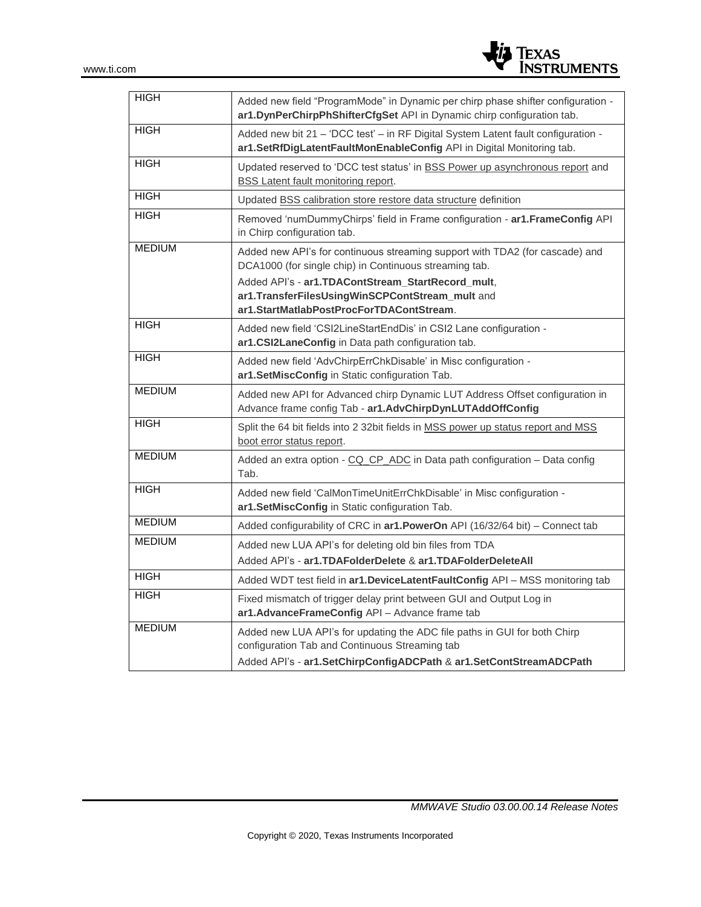| | |
|---|---|
| HIGH | Added new field "ProgramMode" in Dynamic per chirp phase shifter configuration - **ar1.DynPerChirpPhShifterCfgSet** API in Dynamic chirp configuration tab. |
| HIGH | Added new bit 21 – 'DCC test' – in RF Digital System Latent fault configuration - **ar1.SetRfDigLatentFaultMonEnableConfig** API in Digital Monitoring tab. |
| HIGH | Updated reserved to 'DCC test status' in BSS Power up asynchronous report and BSS Latent fault monitoring report. |
| HIGH | Updated BSS calibration store restore data structure definition |
| HIGH | Removed 'numDummyChirps' field in Frame configuration - **ar1.FrameConfig** API in Chirp configuration tab. |
| MEDIUM | Added new API's for continuous streaming support with TDA2 (for cascade) and DCA1000 (for single chip) in Continuous streaming tab.<br>Added API's - **ar1.TDAContStream_StartRecord_mult**, **ar1.TransferFilesUsingWinSCPContStream_mult** and **ar1.StartMatlabPostProcForTDAContStream**. |
| HIGH | Added new field 'CSI2LineStartEndDis' in CSI2 Lane configuration - **ar1.CSI2LaneConfig** in Data path configuration tab. |
| HIGH | Added new field 'AdvChirpErrChkDisable' in Misc configuration - **ar1.SetMiscConfig** in Static configuration Tab. |
| MEDIUM | Added new API for Advanced chirp Dynamic LUT Address Offset configuration in Advance frame config Tab - **ar1.AdvChirpDynLUTAddOffConfig** |
| HIGH | Split the 64 bit fields into 2 32bit fields in MSS power up status report and MSS boot error status report. |
| MEDIUM | Added an extra option - CQ_CP_ADC in Data path configuration – Data config Tab. |
| HIGH | Added new field 'CalMonTimeUnitErrChkDisable' in Misc configuration - **ar1.SetMiscConfig** in Static configuration Tab. |
| MEDIUM | Added configurability of CRC in **ar1.PowerOn** API (16/32/64 bit) – Connect tab |
| MEDIUM | Added new LUA API's for deleting old bin files from TDA<br>Added API's - **ar1.TDAFolderDelete** & **ar1.TDAFolderDeleteAll** |
| HIGH | Added WDT test field in **ar1.DeviceLatentFaultConfig** API – MSS monitoring tab |
| HIGH | Fixed mismatch of trigger delay print between GUI and Output Log in **ar1.AdvanceFrameConfig** API – Advance frame tab |
| MEDIUM | Added new LUA API's for updating the ADC file paths in GUI for both Chirp configuration Tab and Continuous Streaming tab<br>Added API's - **ar1.SetChirpConfigADCPath** & **ar1.SetContStreamADCPath** |